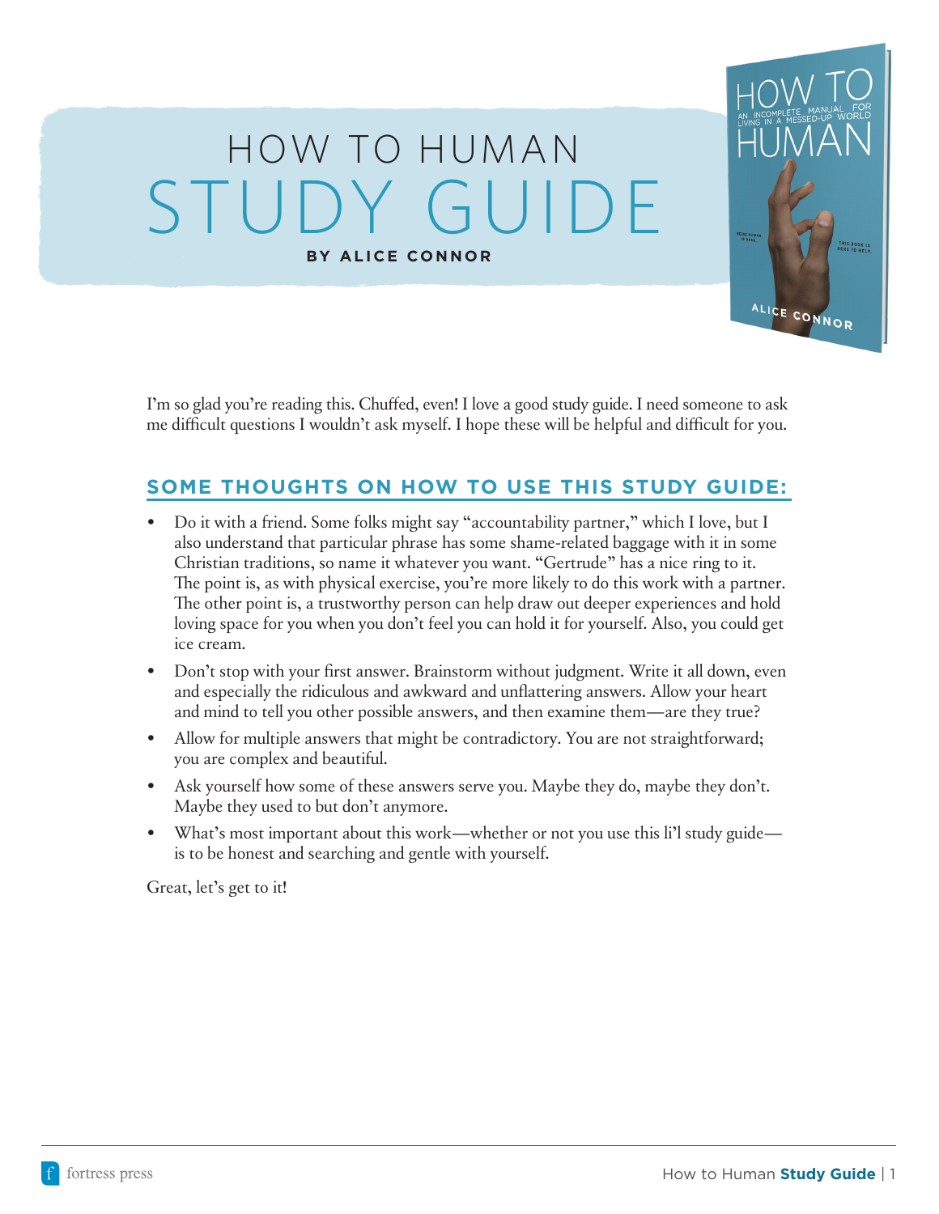# HOW TO HUMAN STUDY GUIDE

**BY ALICE CONNOR**

I'm so glad you're reading this. Chuffed, even! I love a good study guide. I need someone to ask me difficult questions I wouldn't ask myself. I hope these will be helpful and difficult for you.

## SOME THOUGHTS ON HOW TO USE THIS STUDY GUIDE:

- Do it with a friend. Some folks might say "accountability partner," which I love, but I also understand that particular phrase has some shame-related baggage with it in some Christian traditions, so name it whatever you want. "Gertrude" has a nice ring to it. The point is, as with physical exercise, you're more likely to do this work with a partner. The other point is, a trustworthy person can help draw out deeper experiences and hold loving space for you when you don't feel you can hold it for yourself. Also, you could get ice cream.
- Don't stop with your first answer. Brainstorm without judgment. Write it all down, even and especially the ridiculous and awkward and unflattering answers. Allow your heart and mind to tell you other possible answers, and then examine them—are they true?
- Allow for multiple answers that might be contradictory. You are not straightforward; you are complex and beautiful.
- Ask yourself how some of these answers serve you. Maybe they do, maybe they don't. Maybe they used to but don't anymore.
- What's most important about this work—whether or not you use this li'l study guide—is to be honest and searching and gentle with yourself.

Great, let's get to it!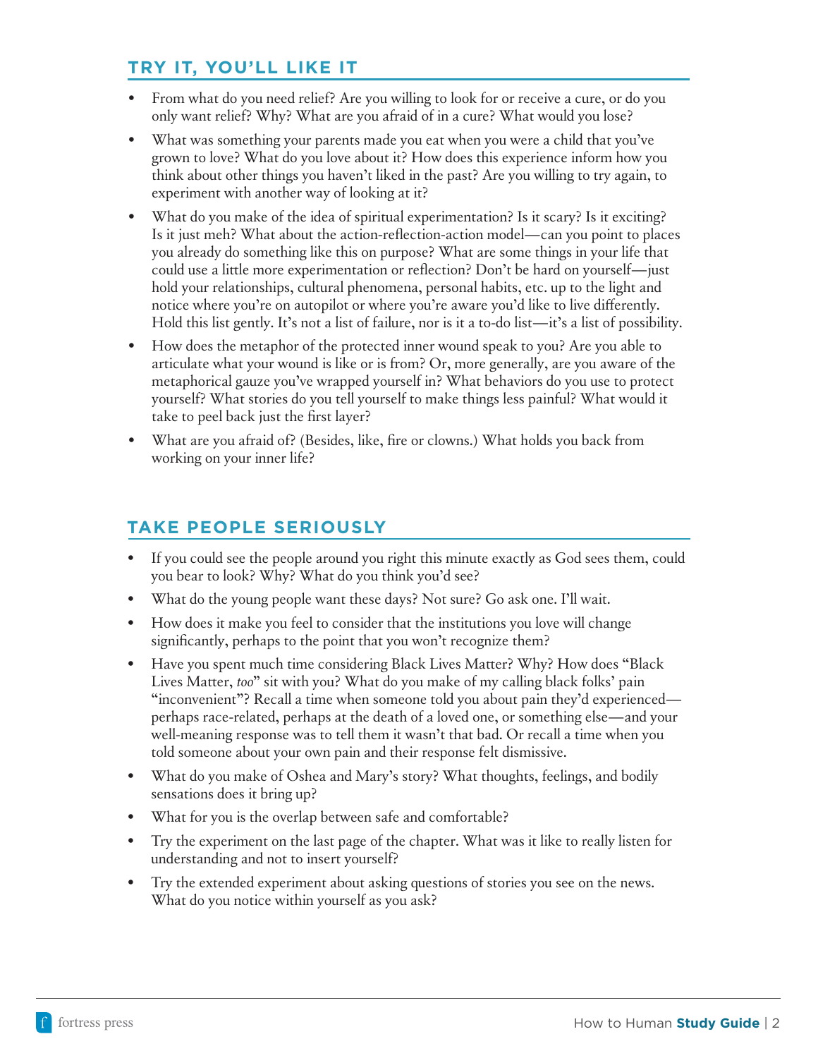## TRY IT, YOU'LL LIKE IT

- From what do you need relief? Are you willing to look for or receive a cure, or do you only want relief? Why? What are you afraid of in a cure? What would you lose?
- What was something your parents made you eat when you were a child that you've grown to love? What do you love about it? How does this experience inform how you think about other things you haven't liked in the past? Are you willing to try again, to experiment with another way of looking at it?
- What do you make of the idea of spiritual experimentation? Is it scary? Is it exciting? Is it just meh? What about the action-reflection-action model—can you point to places you already do something like this on purpose? What are some things in your life that could use a little more experimentation or reflection? Don't be hard on yourself—just hold your relationships, cultural phenomena, personal habits, etc. up to the light and notice where you're on autopilot or where you're aware you'd like to live differently. Hold this list gently. It's not a list of failure, nor is it a to-do list—it's a list of possibility.
- How does the metaphor of the protected inner wound speak to you? Are you able to articulate what your wound is like or is from? Or, more generally, are you aware of the metaphorical gauze you've wrapped yourself in? What behaviors do you use to protect yourself? What stories do you tell yourself to make things less painful? What would it take to peel back just the first layer?
- What are you afraid of? (Besides, like, fire or clowns.) What holds you back from working on your inner life?

## TAKE PEOPLE SERIOUSLY

- If you could see the people around you right this minute exactly as God sees them, could you bear to look? Why? What do you think you'd see?
- What do the young people want these days? Not sure? Go ask one. I'll wait.
- How does it make you feel to consider that the institutions you love will change significantly, perhaps to the point that you won't recognize them?
- Have you spent much time considering Black Lives Matter? Why? How does "Black Lives Matter, *too*" sit with you? What do you make of my calling black folks' pain "inconvenient"? Recall a time when someone told you about pain they'd experienced—perhaps race-related, perhaps at the death of a loved one, or something else—and your well-meaning response was to tell them it wasn't that bad. Or recall a time when you told someone about your own pain and their response felt dismissive.
- What do you make of Oshea and Mary's story? What thoughts, feelings, and bodily sensations does it bring up?
- What for you is the overlap between safe and comfortable?
- Try the experiment on the last page of the chapter. What was it like to really listen for understanding and not to insert yourself?
- Try the extended experiment about asking questions of stories you see on the news. What do you notice within yourself as you ask?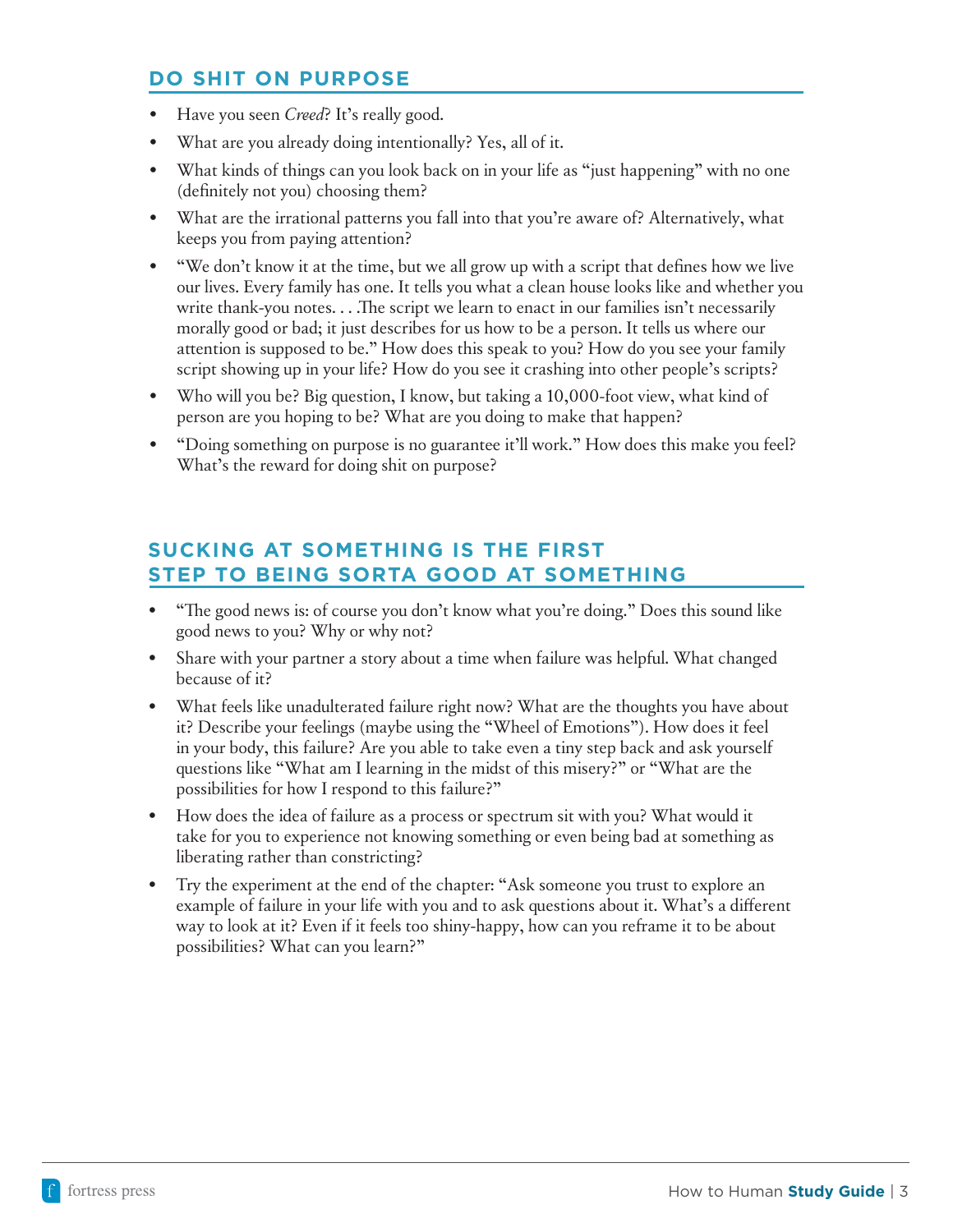## DO SHIT ON PURPOSE

- Have you seen *Creed*? It's really good.
- What are you already doing intentionally? Yes, all of it.
- What kinds of things can you look back on in your life as "just happening" with no one (definitely not you) choosing them?
- What are the irrational patterns you fall into that you're aware of? Alternatively, what keeps you from paying attention?
- "We don't know it at the time, but we all grow up with a script that defines how we live our lives. Every family has one. It tells you what a clean house looks like and whether you write thank-you notes. . . .The script we learn to enact in our families isn't necessarily morally good or bad; it just describes for us how to be a person. It tells us where our attention is supposed to be." How does this speak to you? How do you see your family script showing up in your life? How do you see it crashing into other people's scripts?
- Who will you be? Big question, I know, but taking a 10,000-foot view, what kind of person are you hoping to be? What are you doing to make that happen?
- "Doing something on purpose is no guarantee it'll work." How does this make you feel? What's the reward for doing shit on purpose?

## SUCKING AT SOMETHING IS THE FIRST STEP TO BEING SORTA GOOD AT SOMETHING

- "The good news is: of course you don't know what you're doing." Does this sound like good news to you? Why or why not?
- Share with your partner a story about a time when failure was helpful. What changed because of it?
- What feels like unadulterated failure right now? What are the thoughts you have about it? Describe your feelings (maybe using the "Wheel of Emotions"). How does it feel in your body, this failure? Are you able to take even a tiny step back and ask yourself questions like "What am I learning in the midst of this misery?" or "What are the possibilities for how I respond to this failure?"
- How does the idea of failure as a process or spectrum sit with you? What would it take for you to experience not knowing something or even being bad at something as liberating rather than constricting?
- Try the experiment at the end of the chapter: "Ask someone you trust to explore an example of failure in your life with you and to ask questions about it. What's a different way to look at it? Even if it feels too shiny-happy, how can you reframe it to be about possibilities? What can you learn?"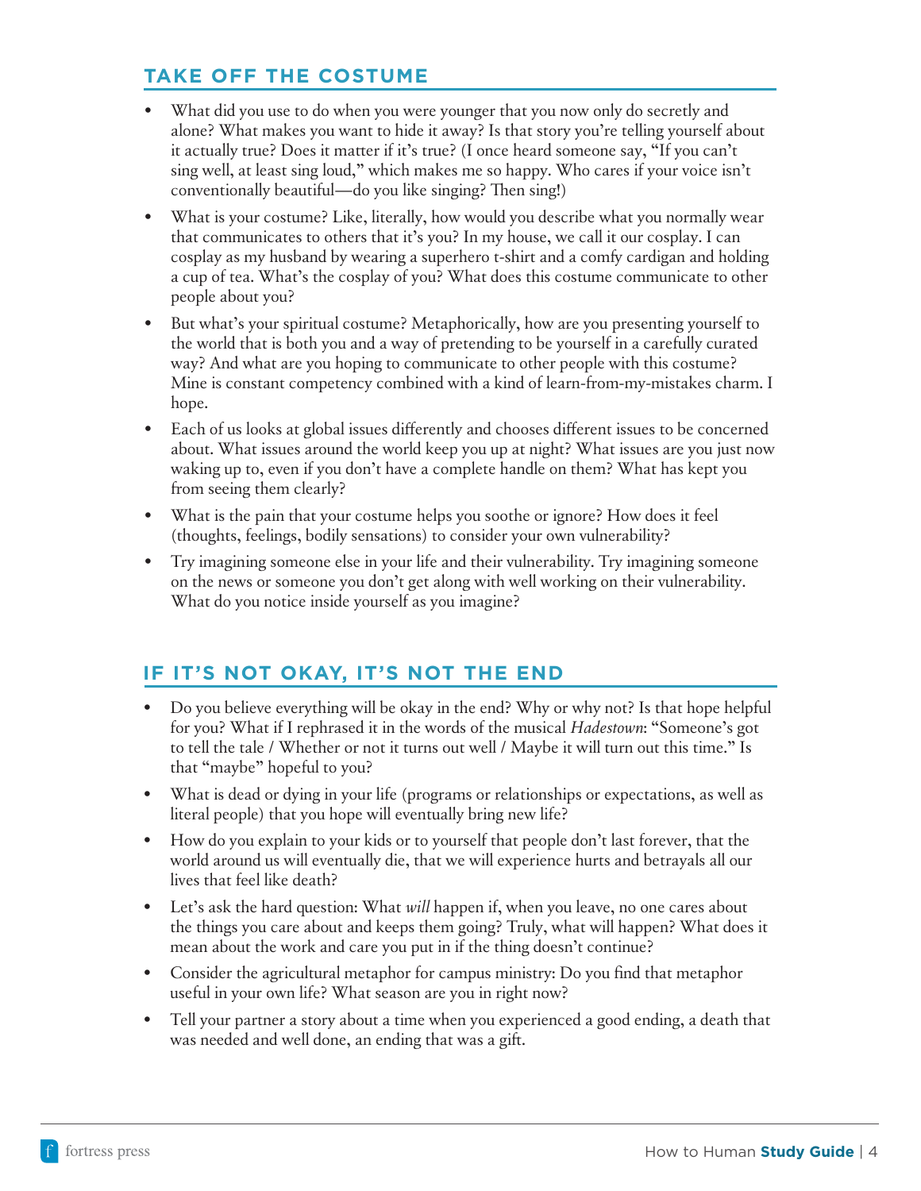## TAKE OFF THE COSTUME

- What did you use to do when you were younger that you now only do secretly and alone? What makes you want to hide it away? Is that story you're telling yourself about it actually true? Does it matter if it's true? (I once heard someone say, "If you can't sing well, at least sing loud," which makes me so happy. Who cares if your voice isn't conventionally beautiful—do you like singing? Then sing!)
- What is your costume? Like, literally, how would you describe what you normally wear that communicates to others that it's you? In my house, we call it our cosplay. I can cosplay as my husband by wearing a superhero t-shirt and a comfy cardigan and holding a cup of tea. What's the cosplay of you? What does this costume communicate to other people about you?
- But what's your spiritual costume? Metaphorically, how are you presenting yourself to the world that is both you and a way of pretending to be yourself in a carefully curated way? And what are you hoping to communicate to other people with this costume? Mine is constant competency combined with a kind of learn-from-my-mistakes charm. I hope.
- Each of us looks at global issues differently and chooses different issues to be concerned about. What issues around the world keep you up at night? What issues are you just now waking up to, even if you don't have a complete handle on them? What has kept you from seeing them clearly?
- What is the pain that your costume helps you soothe or ignore? How does it feel (thoughts, feelings, bodily sensations) to consider your own vulnerability?
- Try imagining someone else in your life and their vulnerability. Try imagining someone on the news or someone you don't get along with well working on their vulnerability. What do you notice inside yourself as you imagine?

## IF IT'S NOT OKAY, IT'S NOT THE END

- Do you believe everything will be okay in the end? Why or why not? Is that hope helpful for you? What if I rephrased it in the words of the musical *Hadestown*: "Someone's got to tell the tale / Whether or not it turns out well / Maybe it will turn out this time." Is that "maybe" hopeful to you?
- What is dead or dying in your life (programs or relationships or expectations, as well as literal people) that you hope will eventually bring new life?
- How do you explain to your kids or to yourself that people don't last forever, that the world around us will eventually die, that we will experience hurts and betrayals all our lives that feel like death?
- Let's ask the hard question: What *will* happen if, when you leave, no one cares about the things you care about and keeps them going? Truly, what will happen? What does it mean about the work and care you put in if the thing doesn't continue?
- Consider the agricultural metaphor for campus ministry: Do you find that metaphor useful in your own life? What season are you in right now?
- Tell your partner a story about a time when you experienced a good ending, a death that was needed and well done, an ending that was a gift.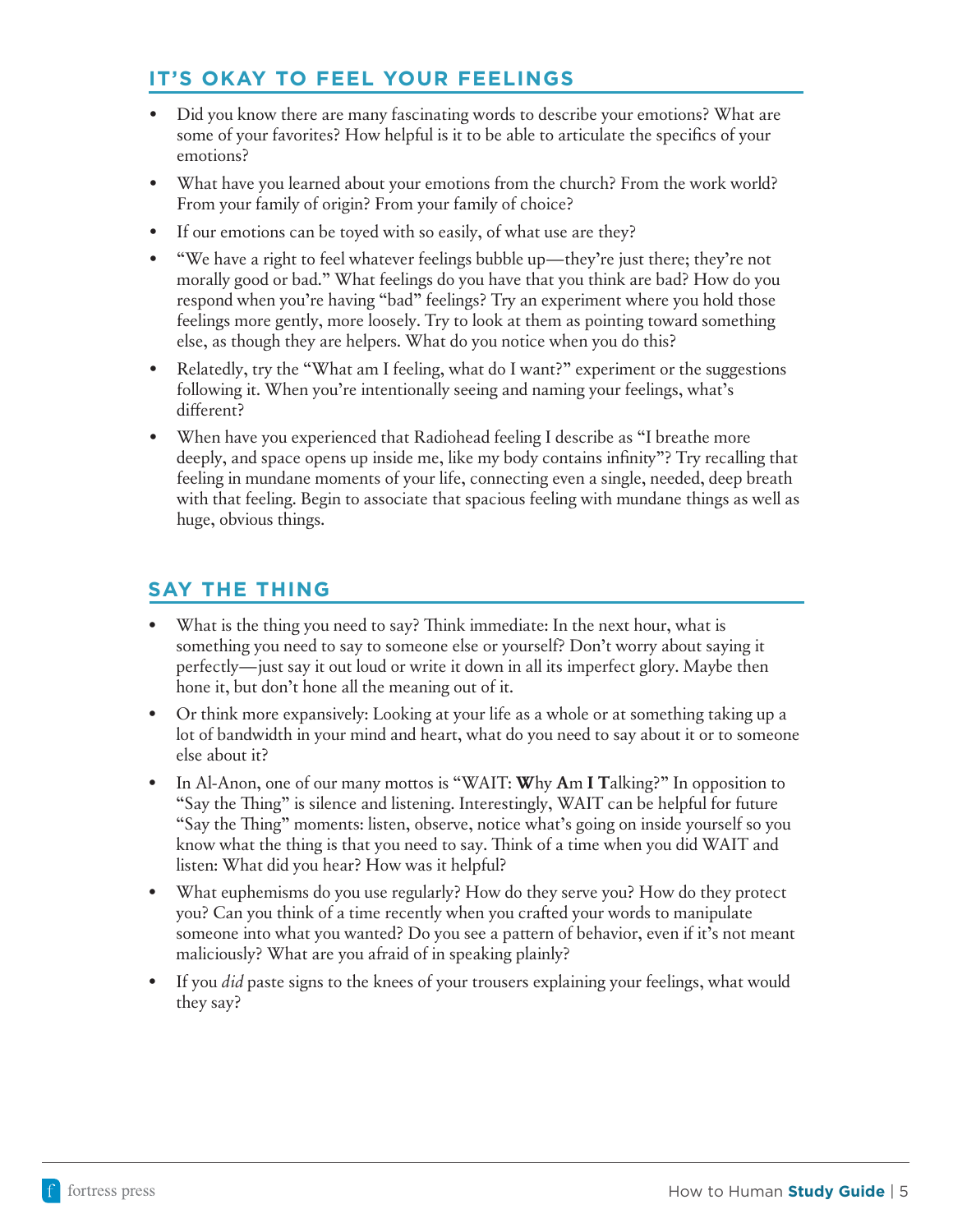## IT'S OKAY TO FEEL YOUR FEELINGS

- Did you know there are many fascinating words to describe your emotions? What are some of your favorites? How helpful is it to be able to articulate the specifics of your emotions?
- What have you learned about your emotions from the church? From the work world? From your family of origin? From your family of choice?
- If our emotions can be toyed with so easily, of what use are they?
- "We have a right to feel whatever feelings bubble up—they're just there; they're not morally good or bad." What feelings do you have that you think are bad? How do you respond when you're having "bad" feelings? Try an experiment where you hold those feelings more gently, more loosely. Try to look at them as pointing toward something else, as though they are helpers. What do you notice when you do this?
- Relatedly, try the "What am I feeling, what do I want?" experiment or the suggestions following it. When you're intentionally seeing and naming your feelings, what's different?
- When have you experienced that Radiohead feeling I describe as "I breathe more deeply, and space opens up inside me, like my body contains infinity"? Try recalling that feeling in mundane moments of your life, connecting even a single, needed, deep breath with that feeling. Begin to associate that spacious feeling with mundane things as well as huge, obvious things.

## SAY THE THING

- What is the thing you need to say? Think immediate: In the next hour, what is something you need to say to someone else or yourself? Don't worry about saying it perfectly—just say it out loud or write it down in all its imperfect glory. Maybe then hone it, but don't hone all the meaning out of it.
- Or think more expansively: Looking at your life as a whole or at something taking up a lot of bandwidth in your mind and heart, what do you need to say about it or to someone else about it?
- In Al-Anon, one of our many mottos is "WAIT: **W**hy **A**m **I** **T**alking?" In opposition to "Say the Thing" is silence and listening. Interestingly, WAIT can be helpful for future "Say the Thing" moments: listen, observe, notice what's going on inside yourself so you know what the thing is that you need to say. Think of a time when you did WAIT and listen: What did you hear? How was it helpful?
- What euphemisms do you use regularly? How do they serve you? How do they protect you? Can you think of a time recently when you crafted your words to manipulate someone into what you wanted? Do you see a pattern of behavior, even if it's not meant maliciously? What are you afraid of in speaking plainly?
- If you *did* paste signs to the knees of your trousers explaining your feelings, what would they say?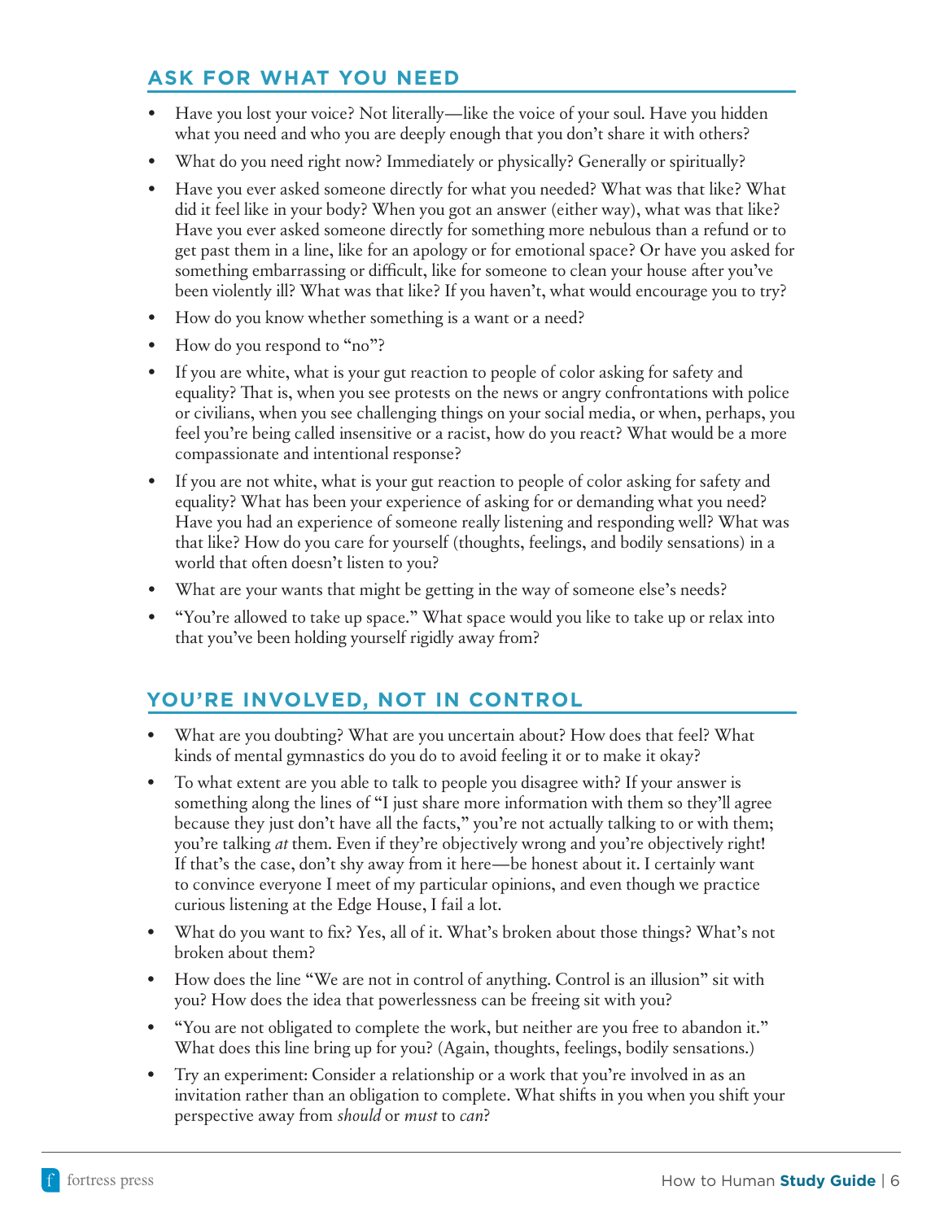## ASK FOR WHAT YOU NEED

- Have you lost your voice? Not literally—like the voice of your soul. Have you hidden what you need and who you are deeply enough that you don't share it with others?
- What do you need right now? Immediately or physically? Generally or spiritually?
- Have you ever asked someone directly for what you needed? What was that like? What did it feel like in your body? When you got an answer (either way), what was that like? Have you ever asked someone directly for something more nebulous than a refund or to get past them in a line, like for an apology or for emotional space? Or have you asked for something embarrassing or difficult, like for someone to clean your house after you've been violently ill? What was that like? If you haven't, what would encourage you to try?
- How do you know whether something is a want or a need?
- How do you respond to "no"?
- If you are white, what is your gut reaction to people of color asking for safety and equality? That is, when you see protests on the news or angry confrontations with police or civilians, when you see challenging things on your social media, or when, perhaps, you feel you're being called insensitive or a racist, how do you react? What would be a more compassionate and intentional response?
- If you are not white, what is your gut reaction to people of color asking for safety and equality? What has been your experience of asking for or demanding what you need? Have you had an experience of someone really listening and responding well? What was that like? How do you care for yourself (thoughts, feelings, and bodily sensations) in a world that often doesn't listen to you?
- What are your wants that might be getting in the way of someone else's needs?
- "You're allowed to take up space." What space would you like to take up or relax into that you've been holding yourself rigidly away from?

## YOU'RE INVOLVED, NOT IN CONTROL

- What are you doubting? What are you uncertain about? How does that feel? What kinds of mental gymnastics do you do to avoid feeling it or to make it okay?
- To what extent are you able to talk to people you disagree with? If your answer is something along the lines of "I just share more information with them so they'll agree because they just don't have all the facts," you're not actually talking to or with them; you're talking *at* them. Even if they're objectively wrong and you're objectively right! If that's the case, don't shy away from it here—be honest about it. I certainly want to convince everyone I meet of my particular opinions, and even though we practice curious listening at the Edge House, I fail a lot.
- What do you want to fix? Yes, all of it. What's broken about those things? What's not broken about them?
- How does the line "We are not in control of anything. Control is an illusion" sit with you? How does the idea that powerlessness can be freeing sit with you?
- "You are not obligated to complete the work, but neither are you free to abandon it." What does this line bring up for you? (Again, thoughts, feelings, bodily sensations.)
- Try an experiment: Consider a relationship or a work that you're involved in as an invitation rather than an obligation to complete. What shifts in you when you shift your perspective away from *should* or *must* to *can*?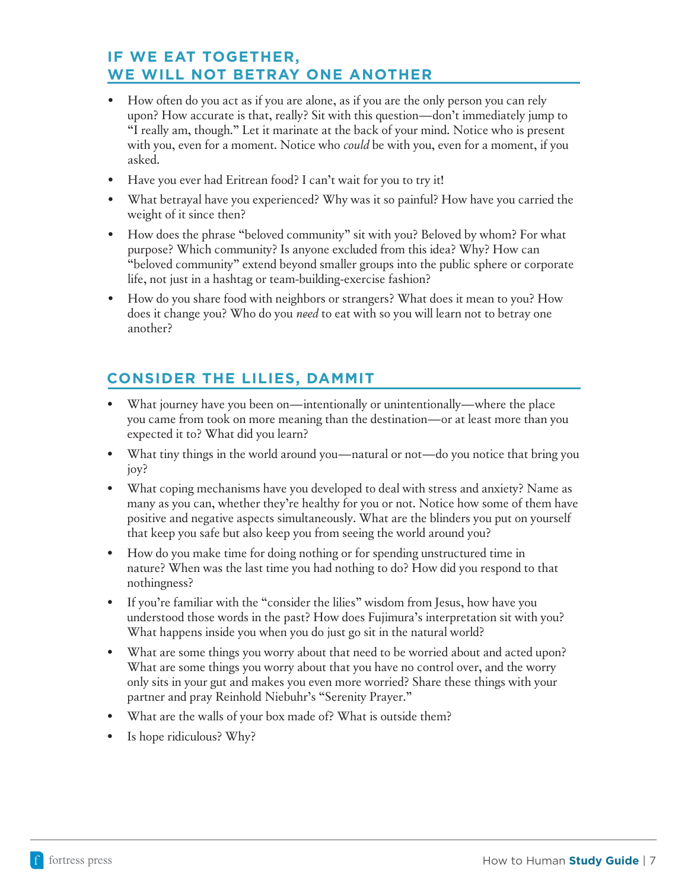## IF WE EAT TOGETHER, WE WILL NOT BETRAY ONE ANOTHER

- How often do you act as if you are alone, as if you are the only person you can rely upon? How accurate is that, really? Sit with this question—don't immediately jump to "I really am, though." Let it marinate at the back of your mind. Notice who is present with you, even for a moment. Notice who *could* be with you, even for a moment, if you asked.
- Have you ever had Eritrean food? I can't wait for you to try it!
- What betrayal have you experienced? Why was it so painful? How have you carried the weight of it since then?
- How does the phrase "beloved community" sit with you? Beloved by whom? For what purpose? Which community? Is anyone excluded from this idea? Why? How can "beloved community" extend beyond smaller groups into the public sphere or corporate life, not just in a hashtag or team-building-exercise fashion?
- How do you share food with neighbors or strangers? What does it mean to you? How does it change you? Who do you *need* to eat with so you will learn not to betray one another?

## CONSIDER THE LILIES, DAMMIT

- What journey have you been on—intentionally or unintentionally—where the place you came from took on more meaning than the destination—or at least more than you expected it to? What did you learn?
- What tiny things in the world around you—natural or not—do you notice that bring you joy?
- What coping mechanisms have you developed to deal with stress and anxiety? Name as many as you can, whether they're healthy for you or not. Notice how some of them have positive and negative aspects simultaneously. What are the blinders you put on yourself that keep you safe but also keep you from seeing the world around you?
- How do you make time for doing nothing or for spending unstructured time in nature? When was the last time you had nothing to do? How did you respond to that nothingness?
- If you're familiar with the "consider the lilies" wisdom from Jesus, how have you understood those words in the past? How does Fujimura's interpretation sit with you? What happens inside you when you do just go sit in the natural world?
- What are some things you worry about that need to be worried about and acted upon? What are some things you worry about that you have no control over, and the worry only sits in your gut and makes you even more worried? Share these things with your partner and pray Reinhold Niebuhr's "Serenity Prayer."
- What are the walls of your box made of? What is outside them?
- Is hope ridiculous? Why?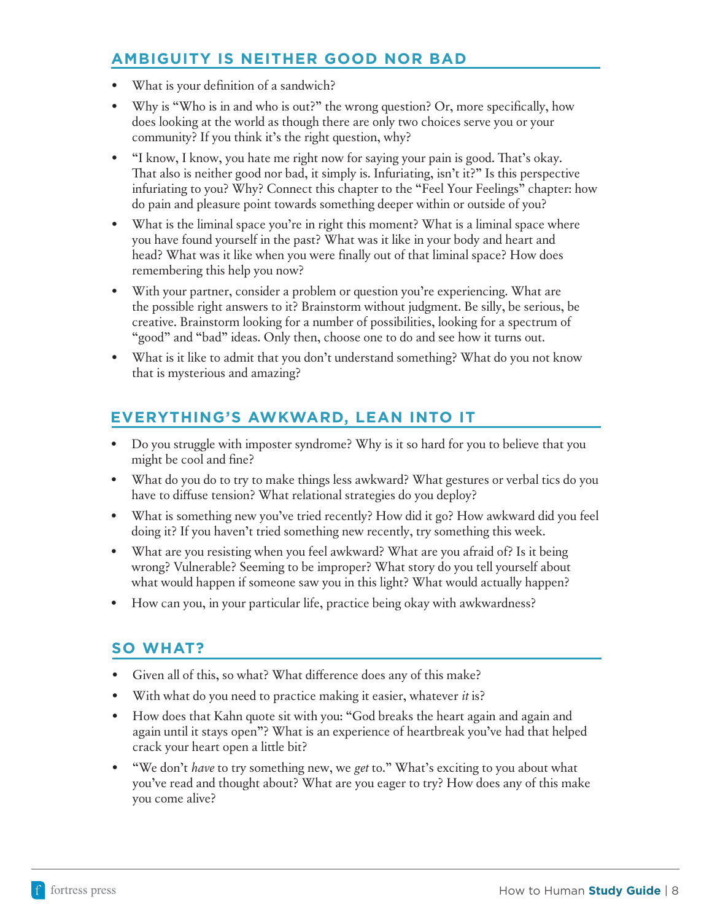## AMBIGUITY IS NEITHER GOOD NOR BAD

- What is your definition of a sandwich?
- Why is "Who is in and who is out?" the wrong question? Or, more specifically, how does looking at the world as though there are only two choices serve you or your community? If you think it's the right question, why?
- "I know, I know, you hate me right now for saying your pain is good. That's okay. That also is neither good nor bad, it simply is. Infuriating, isn't it?" Is this perspective infuriating to you? Why? Connect this chapter to the "Feel Your Feelings" chapter: how do pain and pleasure point towards something deeper within or outside of you?
- What is the liminal space you're in right this moment? What is a liminal space where you have found yourself in the past? What was it like in your body and heart and head? What was it like when you were finally out of that liminal space? How does remembering this help you now?
- With your partner, consider a problem or question you're experiencing. What are the possible right answers to it? Brainstorm without judgment. Be silly, be serious, be creative. Brainstorm looking for a number of possibilities, looking for a spectrum of "good" and "bad" ideas. Only then, choose one to do and see how it turns out.
- What is it like to admit that you don't understand something? What do you not know that is mysterious and amazing?

## EVERYTHING'S AWKWARD, LEAN INTO IT

- Do you struggle with imposter syndrome? Why is it so hard for you to believe that you might be cool and fine?
- What do you do to try to make things less awkward? What gestures or verbal tics do you have to diffuse tension? What relational strategies do you deploy?
- What is something new you've tried recently? How did it go? How awkward did you feel doing it? If you haven't tried something new recently, try something this week.
- What are you resisting when you feel awkward? What are you afraid of? Is it being wrong? Vulnerable? Seeming to be improper? What story do you tell yourself about what would happen if someone saw you in this light? What would actually happen?
- How can you, in your particular life, practice being okay with awkwardness?

## SO WHAT?

- Given all of this, so what? What difference does any of this make?
- With what do you need to practice making it easier, whatever *it* is?
- How does that Kahn quote sit with you: "God breaks the heart again and again and again until it stays open"? What is an experience of heartbreak you've had that helped crack your heart open a little bit?
- "We don't *have* to try something new, we *get* to." What's exciting to you about what you've read and thought about? What are you eager to try? How does any of this make you come alive?